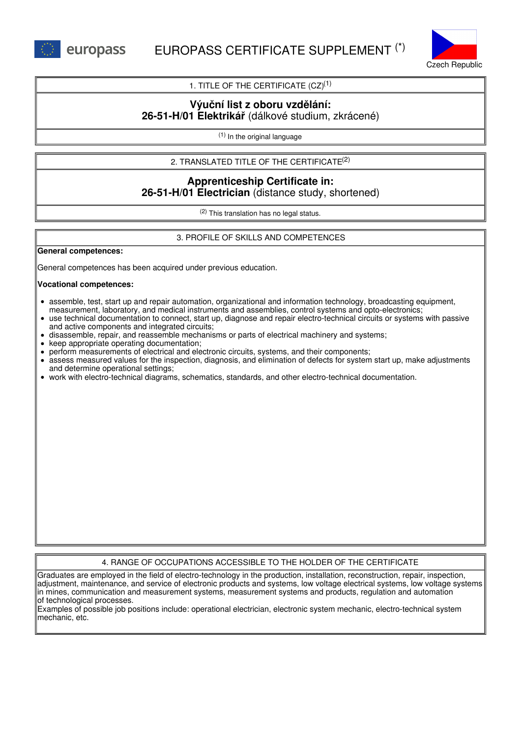europass

# EUROPASS CERTIFICATE SUPPLEMENT (*)

Czech Republic

## 1. TITLE OF THE CERTIFICATE (CZ)[1]

**Výuční list z oboru vzdělání:**
**26-51-H/01 Elektrikář** (dálkové studium, zkrácené)

[1] In the original language

## 2. TRANSLATED TITLE OF THE CERTIFICATE[2]

**Apprenticeship Certificate in:**
**26-51-H/01 Electrician** (distance study, shortened)

[2] This translation has no legal status.

## 3. PROFILE OF SKILLS AND COMPETENCES

**General competences:**

General competences has been acquired under previous education.

**Vocational competences:**

- assemble, test, start up and repair automation, organizational and information technology, broadcasting equipment, measurement, laboratory, and medical instruments and assemblies, control systems and opto-electronics;
- use technical documentation to connect, start up, diagnose and repair electro-technical circuits or systems with passive and active components and integrated circuits;
- disassemble, repair, and reassemble mechanisms or parts of electrical machinery and systems;
- keep appropriate operating documentation;
- perform measurements of electrical and electronic circuits, systems, and their components;
- assess measured values for the inspection, diagnosis, and elimination of defects for system start up, make adjustments and determine operational settings;
- work with electro-technical diagrams, schematics, standards, and other electro-technical documentation.

## 4. RANGE OF OCCUPATIONS ACCESSIBLE TO THE HOLDER OF THE CERTIFICATE

Graduates are employed in the field of electro-technology in the production, installation, reconstruction, repair, inspection, adjustment, maintenance, and service of electronic products and systems, low voltage electrical systems, low voltage systems in mines, communication and measurement systems, measurement systems and products, regulation and automation of technological processes.
Examples of possible job positions include: operational electrician, electronic system mechanic, electro-technical system mechanic, etc.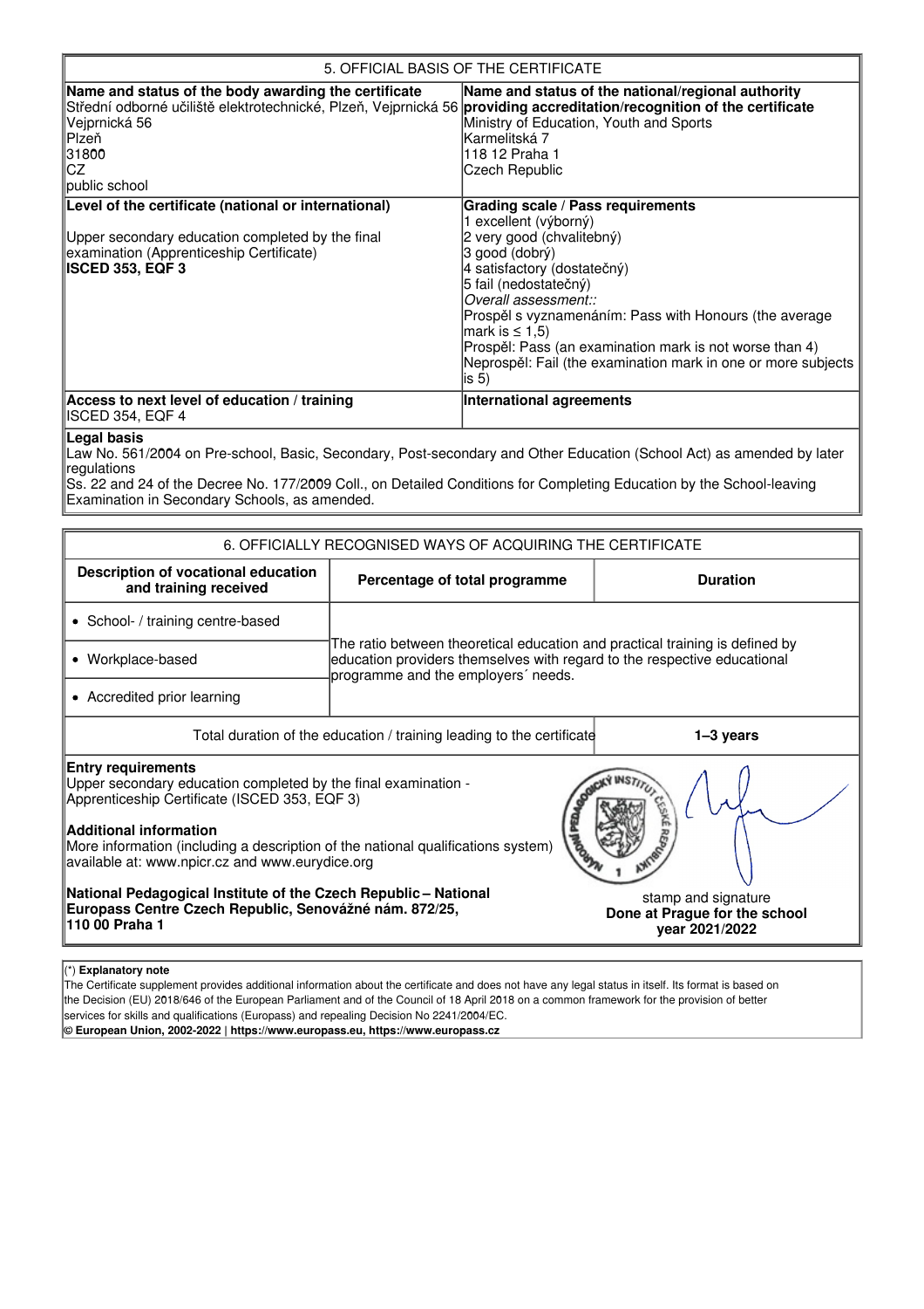## 5. OFFICIAL BASIS OF THE CERTIFICATE

| | |
|---|---|
| **Name and status of the body awarding the certificate**<br>Střední odborné učiliště elektrotechnické, Plzeň, Vejprnická 56<br>Vejprnická 56<br>Plzeň<br>31800<br>CZ<br>public school | **Name and status of the national/regional authority providing accreditation/recognition of the certificate**<br>Ministry of Education, Youth and Sports<br>Karmelitská 7<br>118 12 Praha 1<br>Czech Republic |
| **Level of the certificate (national or international)**<br>Upper secondary education completed by the final examination (Apprenticeship Certificate)<br>**ISCED 353, EQF 3** | **Grading scale / Pass requirements**<br>1 excellent (výborný)<br>2 very good (chvalitebný)<br>3 good (dobrý)<br>4 satisfactory (dostatečný)<br>5 fail (nedostatečný)<br>*Overall assessment::*<br>Prospěl s vyznamenáním: Pass with Honours (the average mark is ≤ 1,5)<br>Prospěl: Pass (an examination mark is not worse than 4)<br>Neprospěl: Fail (the examination mark in one or more subjects is 5) |
| **Access to next level of education / training**<br>ISCED 354, EQF 4 | **International agreements** |

**Legal basis**
Law No. 561/2004 on Pre-school, Basic, Secondary, Post-secondary and Other Education (School Act) as amended by later regulations
Ss. 22 and 24 of the Decree No. 177/2009 Coll., on Detailed Conditions for Completing Education by the School-leaving Examination in Secondary Schools, as amended.

## 6. OFFICIALLY RECOGNISED WAYS OF ACQUIRING THE CERTIFICATE

| Description of vocational education and training received | Percentage of total programme | Duration |
|---|---|---|
| • School- / training centre-based | The ratio between theoretical education and practical training is defined by education providers themselves with regard to the respective educational programme and the employers´ needs. | |
| • Workplace-based | | |
| • Accredited prior learning | | |
| Total duration of the education / training leading to the certificate | | **1–3 years** |

**Entry requirements**
Upper secondary education completed by the final examination - Apprenticeship Certificate (ISCED 353, EQF 3)

**Additional information**
More information (including a description of the national qualifications system) available at: www.npicr.cz and www.eurydice.org

**National Pedagogical Institute of the Czech Republic – National Europass Centre Czech Republic, Senovážné nám. 872/25, 110 00 Praha 1**

stamp and signature
**Done at Prague for the school year 2021/2022**

(*) **Explanatory note**
The Certificate supplement provides additional information about the certificate and does not have any legal status in itself. Its format is based on the Decision (EU) 2018/646 of the European Parliament and of the Council of 18 April 2018 on a common framework for the provision of better services for skills and qualifications (Europass) and repealing Decision No 2241/2004/EC.
**© European Union, 2002-2022 | https://www.europass.eu, https://www.europass.cz**